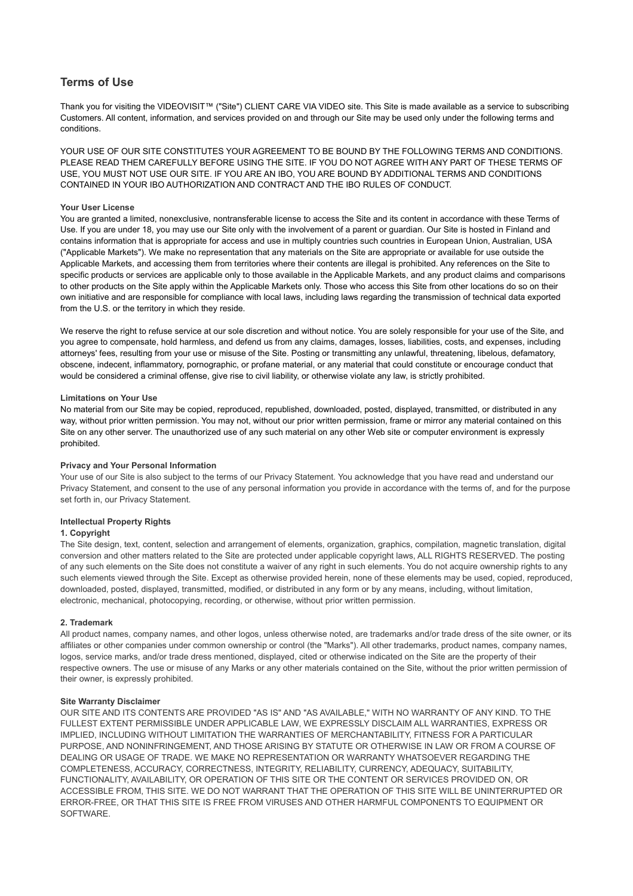# Terms of Use

Thank you for visiting the VIDEOVISIT™ ("Site") CLIENT CARE VIA VIDEO site. This Site is made available as a service to subscribing Customers. All content, information, and services provided on and through our Site may be used only under the following terms and conditions.

YOUR USE OF OUR SITE CONSTITUTES YOUR AGREEMENT TO BE BOUND BY THE FOLLOWING TERMS AND CONDITIONS. PLEASE READ THEM CAREFULLY BEFORE USING THE SITE. IF YOU DO NOT AGREE WITH ANY PART OF THESE TERMS OF USE, YOU MUST NOT USE OUR SITE. IF YOU ARE AN IBO, YOU ARE BOUND BY ADDITIONAL TERMS AND CONDITIONS CONTAINED IN YOUR IBO AUTHORIZATION AND CONTRACT AND THE IBO RULES OF CONDUCT.

**Your User License**

You are granted a limited, nonexclusive, nontransferable license to access the Site and its content in accordance with these Terms of Use. If you are under 18, you may use our Site only with the involvement of a parent or guardian. Our Site is hosted in Finland and contains information that is appropriate for access and use in multiply countries such countries in European Union, Australian, USA ("Applicable Markets"). We make no representation that any materials on the Site are appropriate or available for use outside the Applicable Markets, and accessing them from territories where their contents are illegal is prohibited. Any references on the Site to specific products or services are applicable only to those available in the Applicable Markets, and any product claims and comparisons to other products on the Site apply within the Applicable Markets only. Those who access this Site from other locations do so on their own initiative and are responsible for compliance with local laws, including laws regarding the transmission of technical data exported from the U.S. or the territory in which they reside.

We reserve the right to refuse service at our sole discretion and without notice. You are solely responsible for your use of the Site, and you agree to compensate, hold harmless, and defend us from any claims, damages, losses, liabilities, costs, and expenses, including attorneys' fees, resulting from your use or misuse of the Site. Posting or transmitting any unlawful, threatening, libelous, defamatory, obscene, indecent, inflammatory, pornographic, or profane material, or any material that could constitute or encourage conduct that would be considered a criminal offense, give rise to civil liability, or otherwise violate any law, is strictly prohibited.

**Limitations on Your Use**

No material from our Site may be copied, reproduced, republished, downloaded, posted, displayed, transmitted, or distributed in any way, without prior written permission. You may not, without our prior written permission, frame or mirror any material contained on this Site on any other server. The unauthorized use of any such material on any other Web site or computer environment is expressly prohibited.

**Privacy and Your Personal Information**

Your use of our Site is also subject to the terms of our Privacy Statement. You acknowledge that you have read and understand our Privacy Statement, and consent to the use of any personal information you provide in accordance with the terms of, and for the purpose set forth in, our Privacy Statement.

**Intellectual Property Rights**

**1. Copyright**

The Site design, text, content, selection and arrangement of elements, organization, graphics, compilation, magnetic translation, digital conversion and other matters related to the Site are protected under applicable copyright laws, ALL RIGHTS RESERVED. The posting of any such elements on the Site does not constitute a waiver of any right in such elements. You do not acquire ownership rights to any such elements viewed through the Site. Except as otherwise provided herein, none of these elements may be used, copied, reproduced, downloaded, posted, displayed, transmitted, modified, or distributed in any form or by any means, including, without limitation, electronic, mechanical, photocopying, recording, or otherwise, without prior written permission.

**2. Trademark**

All product names, company names, and other logos, unless otherwise noted, are trademarks and/or trade dress of the site owner, or its affiliates or other companies under common ownership or control (the "Marks"). All other trademarks, product names, company names, logos, service marks, and/or trade dress mentioned, displayed, cited or otherwise indicated on the Site are the property of their respective owners. The use or misuse of any Marks or any other materials contained on the Site, without the prior written permission of their owner, is expressly prohibited.

**Site Warranty Disclaimer**

OUR SITE AND ITS CONTENTS ARE PROVIDED "AS IS" AND "AS AVAILABLE," WITH NO WARRANTY OF ANY KIND. TO THE FULLEST EXTENT PERMISSIBLE UNDER APPLICABLE LAW, WE EXPRESSLY DISCLAIM ALL WARRANTIES, EXPRESS OR IMPLIED, INCLUDING WITHOUT LIMITATION THE WARRANTIES OF MERCHANTABILITY, FITNESS FOR A PARTICULAR PURPOSE, AND NONINFRINGEMENT, AND THOSE ARISING BY STATUTE OR OTHERWISE IN LAW OR FROM A COURSE OF DEALING OR USAGE OF TRADE. WE MAKE NO REPRESENTATION OR WARRANTY WHATSOEVER REGARDING THE COMPLETENESS, ACCURACY, CORRECTNESS, INTEGRITY, RELIABILITY, CURRENCY, ADEQUACY, SUITABILITY, FUNCTIONALITY, AVAILABILITY, OR OPERATION OF THIS SITE OR THE CONTENT OR SERVICES PROVIDED ON, OR ACCESSIBLE FROM, THIS SITE. WE DO NOT WARRANT THAT THE OPERATION OF THIS SITE WILL BE UNINTERRUPTED OR ERROR-FREE, OR THAT THIS SITE IS FREE FROM VIRUSES AND OTHER HARMFUL COMPONENTS TO EQUIPMENT OR SOFTWARE.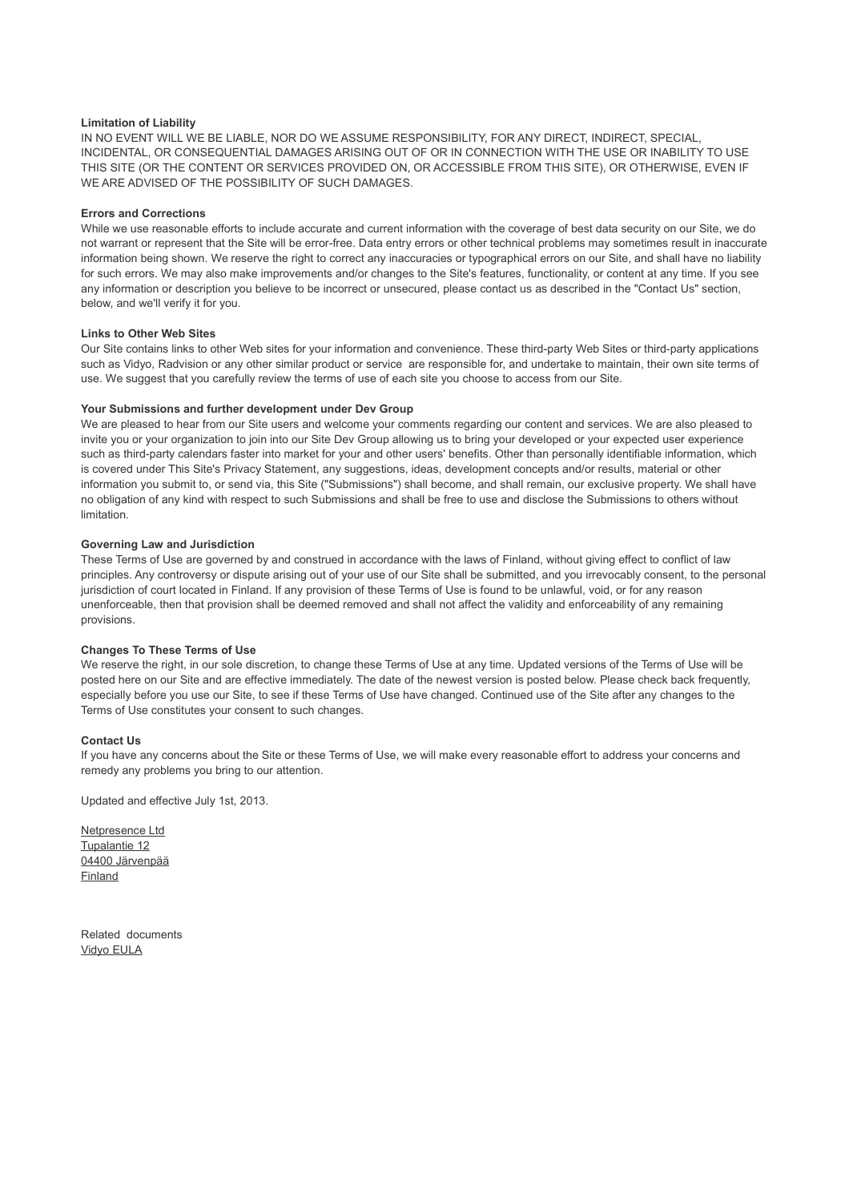**Limitation of Liability**

IN NO EVENT WILL WE BE LIABLE, NOR DO WE ASSUME RESPONSIBILITY, FOR ANY DIRECT, INDIRECT, SPECIAL, INCIDENTAL, OR CONSEQUENTIAL DAMAGES ARISING OUT OF OR IN CONNECTION WITH THE USE OR INABILITY TO USE THIS SITE (OR THE CONTENT OR SERVICES PROVIDED ON, OR ACCESSIBLE FROM THIS SITE), OR OTHERWISE, EVEN IF WE ARE ADVISED OF THE POSSIBILITY OF SUCH DAMAGES.

**Errors and Corrections**

While we use reasonable efforts to include accurate and current information with the coverage of best data security on our Site, we do not warrant or represent that the Site will be error-free. Data entry errors or other technical problems may sometimes result in inaccurate information being shown. We reserve the right to correct any inaccuracies or typographical errors on our Site, and shall have no liability for such errors. We may also make improvements and/or changes to the Site's features, functionality, or content at any time. If you see any information or description you believe to be incorrect or unsecured, please contact us as described in the "Contact Us" section, below, and we'll verify it for you.

**Links to Other Web Sites**

Our Site contains links to other Web sites for your information and convenience. These third-party Web Sites or third-party applications such as Vidyo, Radvision or any other similar product or service are responsible for, and undertake to maintain, their own site terms of use. We suggest that you carefully review the terms of use of each site you choose to access from our Site.

**Your Submissions and further development under Dev Group**

We are pleased to hear from our Site users and welcome your comments regarding our content and services. We are also pleased to invite you or your organization to join into our Site Dev Group allowing us to bring your developed or your expected user experience such as third-party calendars faster into market for your and other users' benefits. Other than personally identifiable information, which is covered under This Site's Privacy Statement, any suggestions, ideas, development concepts and/or results, material or other information you submit to, or send via, this Site ("Submissions") shall become, and shall remain, our exclusive property. We shall have no obligation of any kind with respect to such Submissions and shall be free to use and disclose the Submissions to others without limitation.

**Governing Law and Jurisdiction**

These Terms of Use are governed by and construed in accordance with the laws of Finland, without giving effect to conflict of law principles. Any controversy or dispute arising out of your use of our Site shall be submitted, and you irrevocably consent, to the personal jurisdiction of court located in Finland. If any provision of these Terms of Use is found to be unlawful, void, or for any reason unenforceable, then that provision shall be deemed removed and shall not affect the validity and enforceability of any remaining provisions.

**Changes To These Terms of Use**

We reserve the right, in our sole discretion, to change these Terms of Use at any time. Updated versions of the Terms of Use will be posted here on our Site and are effective immediately. The date of the newest version is posted below. Please check back frequently, especially before you use our Site, to see if these Terms of Use have changed. Continued use of the Site after any changes to the Terms of Use constitutes your consent to such changes.

**Contact Us**

If you have any concerns about the Site or these Terms of Use, we will make every reasonable effort to address your concerns and remedy any problems you bring to our attention.

Updated and effective July 1st, 2013.

Netpresence Ltd
Tupalantie 12
04400 Järvenpää
Finland

Related documents
Vidyo EULA